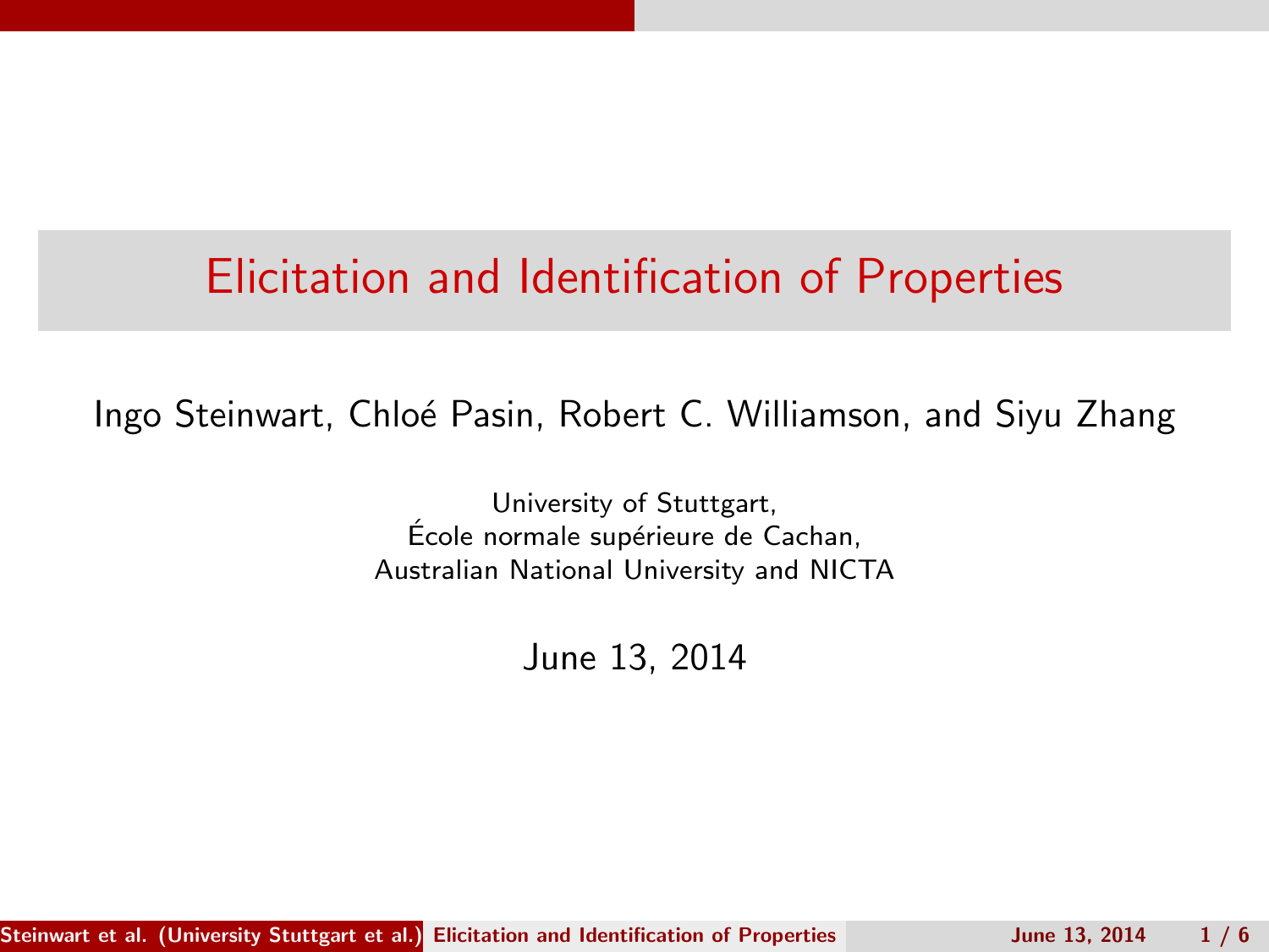# Elicitation and Identification of Properties

Ingo Steinwart, Chloé Pasin, Robert C. Williamson, and Siyu Zhang

University of Stuttgart,
École normale supérieure de Cachan,
Australian National University and NICTA

June 13, 2014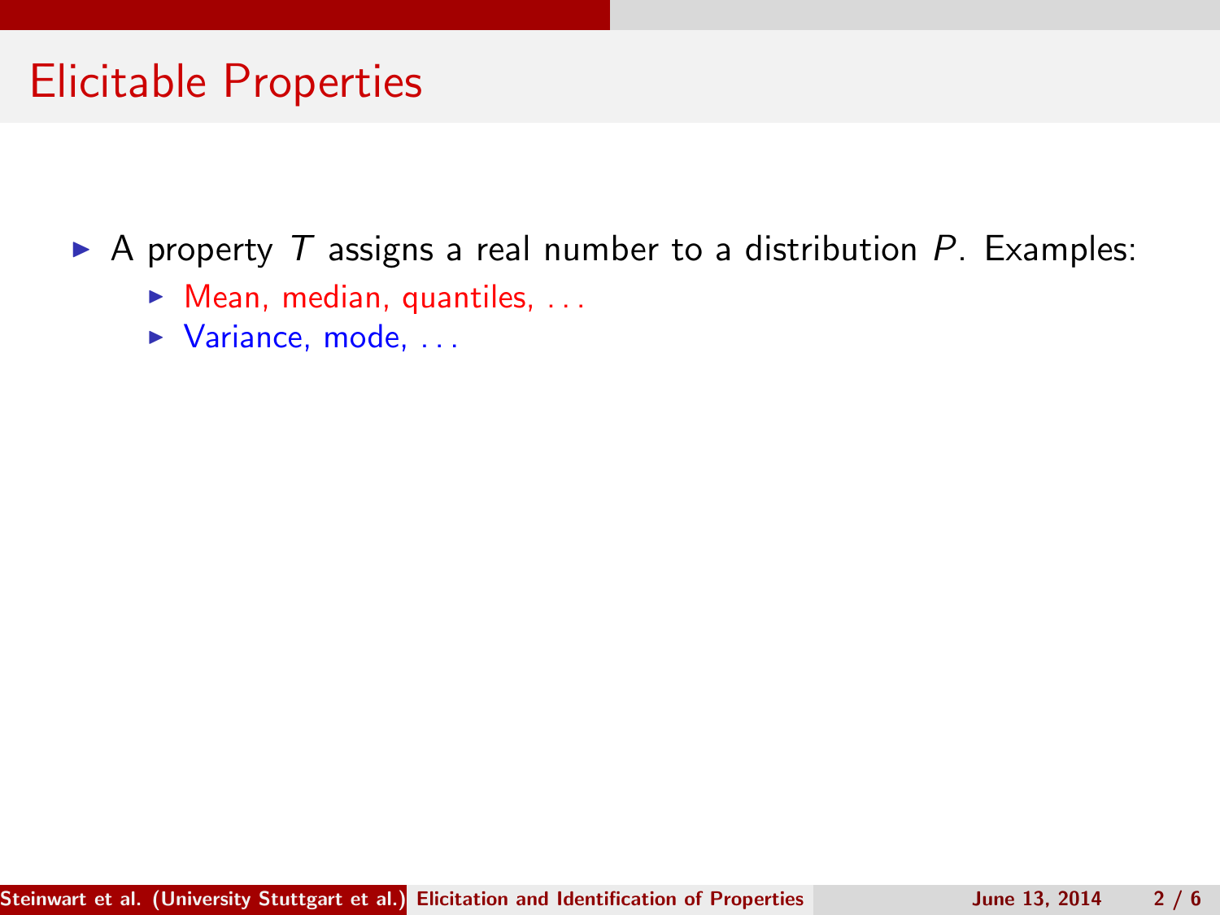# Elicitable Properties

- A property $T$ assigns a real number to a distribution $P$. Examples:
  - Mean, median, quantiles, . . .
  - Variance, mode, . . .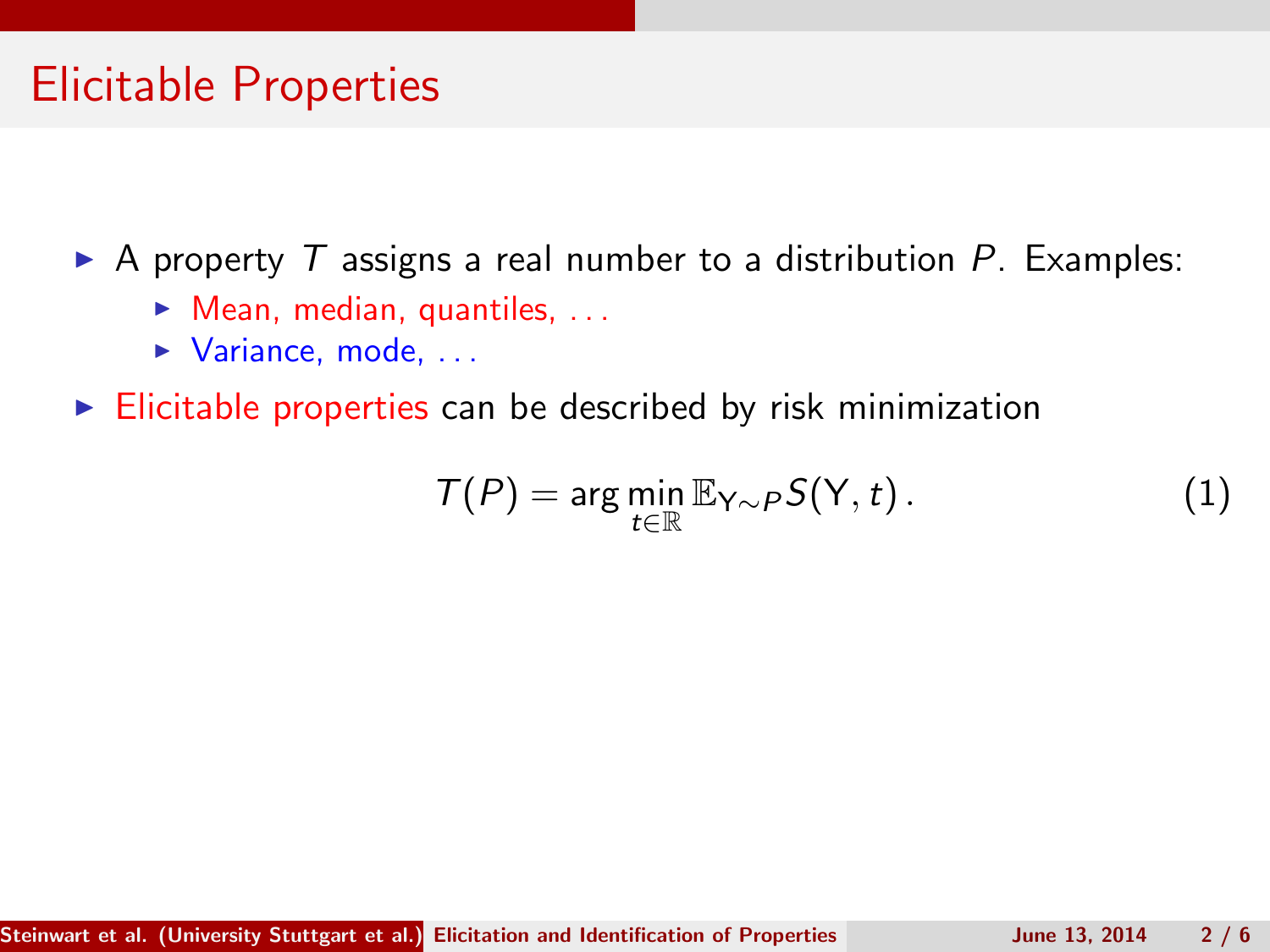# Elicitable Properties

- A property $T$ assigns a real number to a distribution $P$. Examples:
  - Mean, median, quantiles, ...
  - Variance, mode, ...
- Elicitable properties can be described by risk minimization

$$T(P) = \arg\min_{t \in \mathbb{R}} \mathbb{E}_{\mathsf{Y} \sim P} S(\mathsf{Y}, t)\,. \tag{1}$$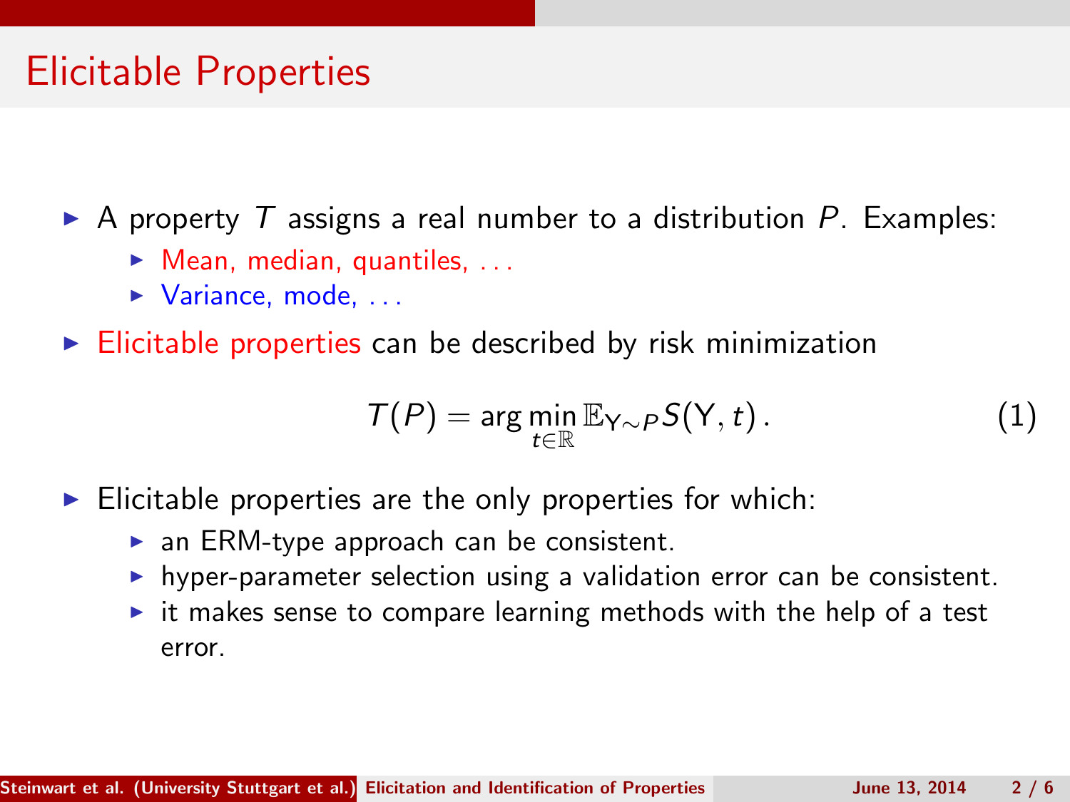# Elicitable Properties

- A property $T$ assigns a real number to a distribution $P$. Examples:
  - Mean, median, quantiles, ...
  - Variance, mode, ...
- Elicitable properties can be described by risk minimization

$$T(P) = \arg\min_{t \in \mathbb{R}} \mathbb{E}_{Y \sim P} S(Y, t) \,. \tag{1}$$

- Elicitable properties are the only properties for which:
  - an ERM-type approach can be consistent.
  - hyper-parameter selection using a validation error can be consistent.
  - it makes sense to compare learning methods with the help of a test error.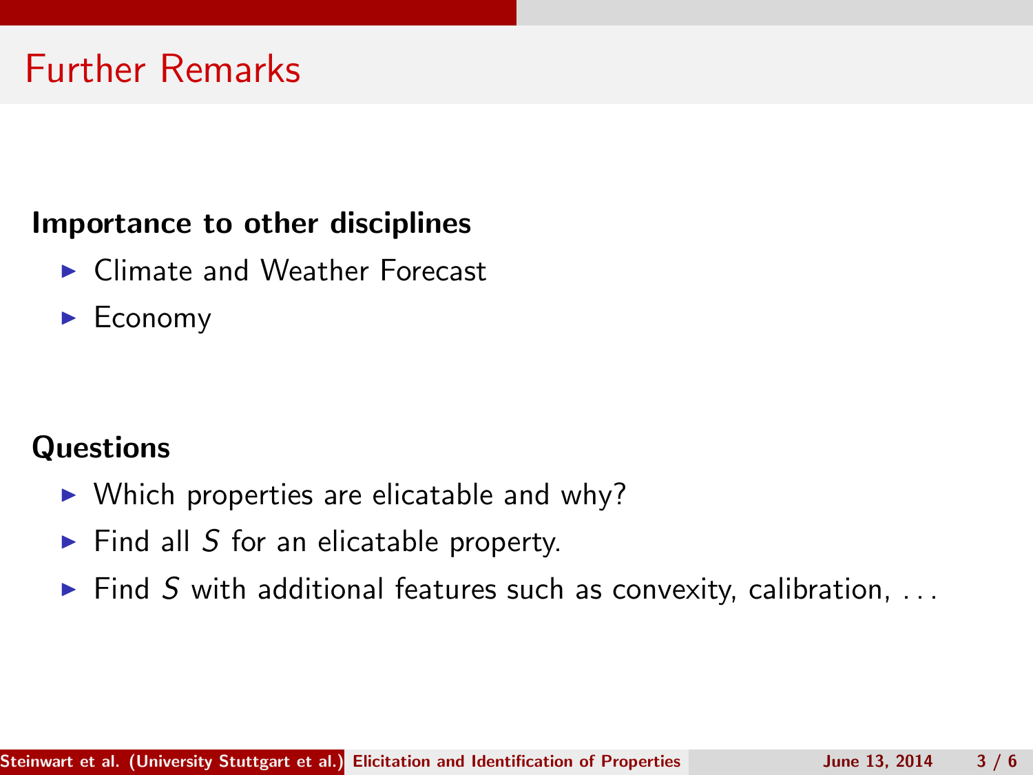# Further Remarks

**Importance to other disciplines**

- Climate and Weather Forecast
- Economy

**Questions**

- Which properties are elicatable and why?
- Find all $S$ for an elicatable property.
- Find $S$ with additional features such as convexity, calibration, ...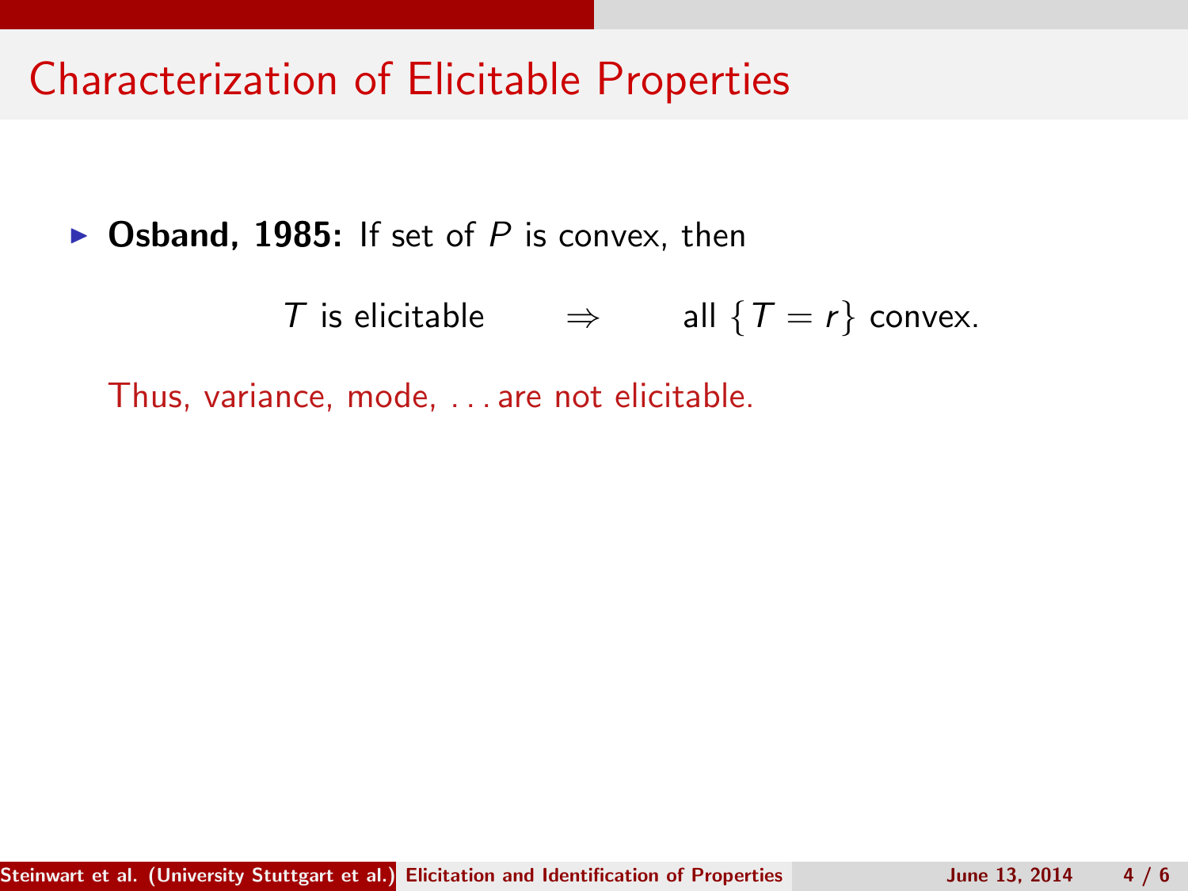# Characterization of Elicitable Properties

- **Osband, 1985:** If set of $P$ is convex, then

$$T \text{ is elicitable} \qquad \Rightarrow \qquad \text{all } \{T = r\} \text{ convex.}$$

Thus, variance, mode, ... are not elicitable.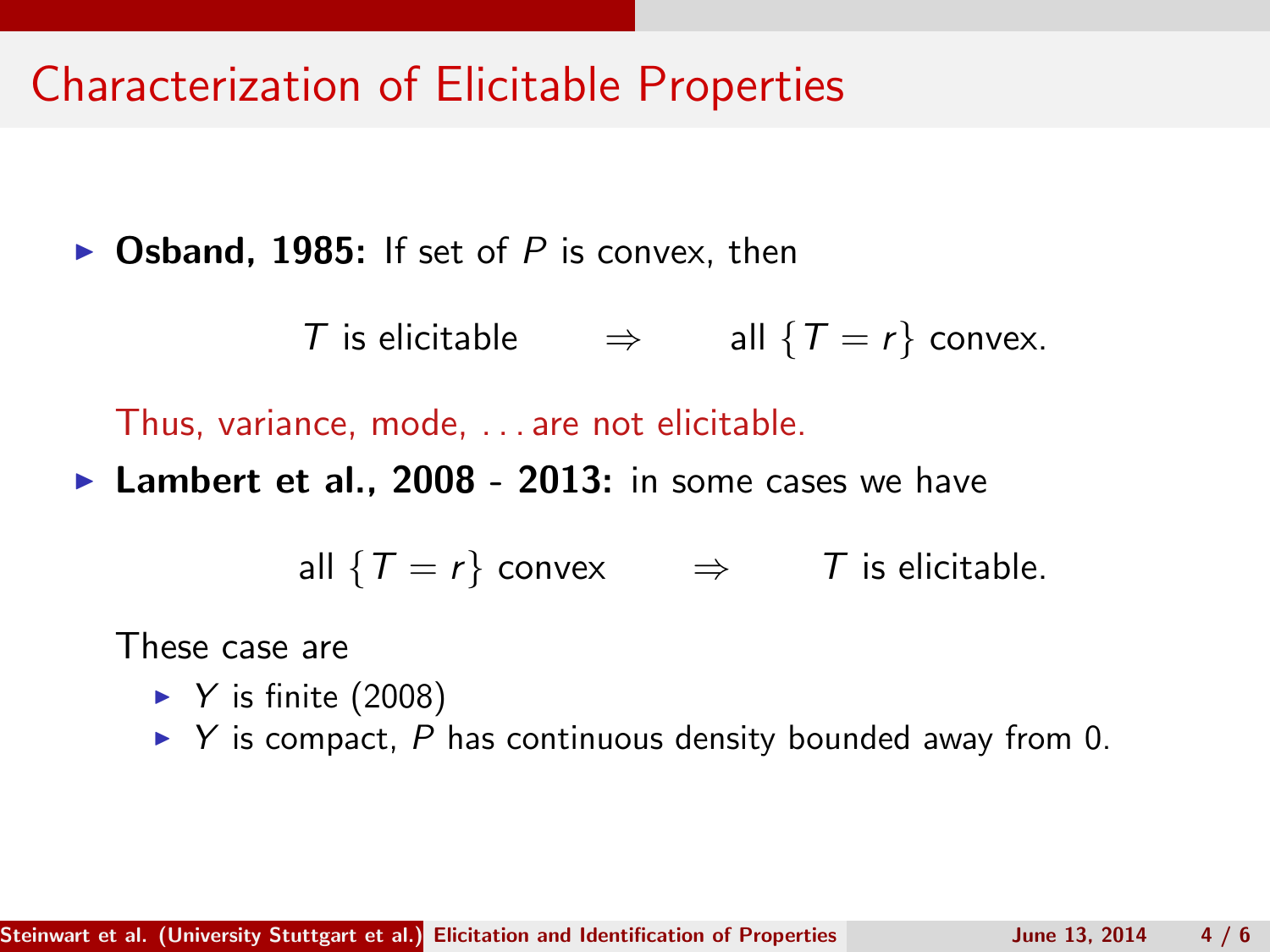# Characterization of Elicitable Properties

- **Osband, 1985:** If set of $P$ is convex, then

$$T \text{ is elicitable} \qquad \Rightarrow \qquad \text{all } \{T = r\} \text{ convex.}$$

  Thus, variance, mode, ... are not elicitable.

- **Lambert et al., 2008 - 2013:** in some cases we have

$$\text{all } \{T = r\} \text{ convex} \qquad \Rightarrow \qquad T \text{ is elicitable.}$$

  These case are

  - $Y$ is finite (2008)
  - $Y$ is compact, $P$ has continuous density bounded away from 0.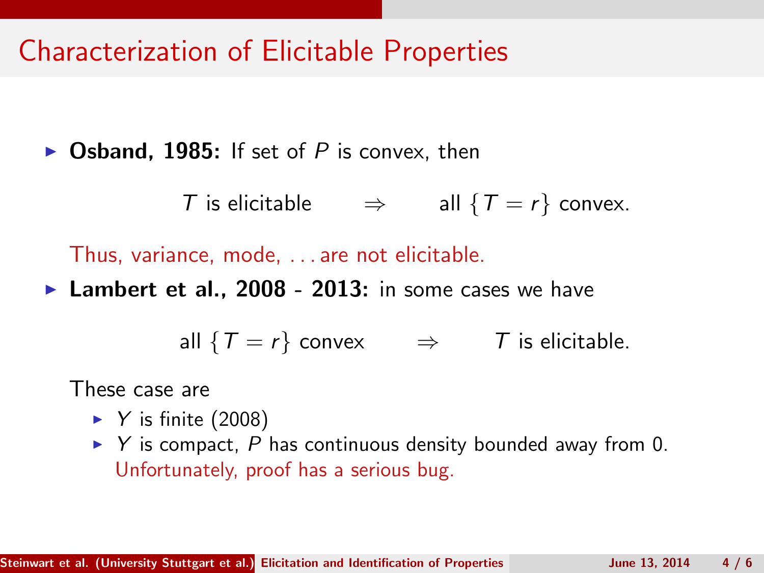# Characterization of Elicitable Properties

- **Osband, 1985:** If set of $P$ is convex, then

$$T \text{ is elicitable} \qquad \Rightarrow \qquad \text{all } \{T = r\} \text{ convex.}$$

  Thus, variance, mode, . . . are not elicitable.

- **Lambert et al., 2008 - 2013:** in some cases we have

$$\text{all } \{T = r\} \text{ convex} \qquad \Rightarrow \qquad T \text{ is elicitable.}$$

  These case are

  - $Y$ is finite (2008)
  - $Y$ is compact, $P$ has continuous density bounded away from 0.
    Unfortunately, proof has a serious bug.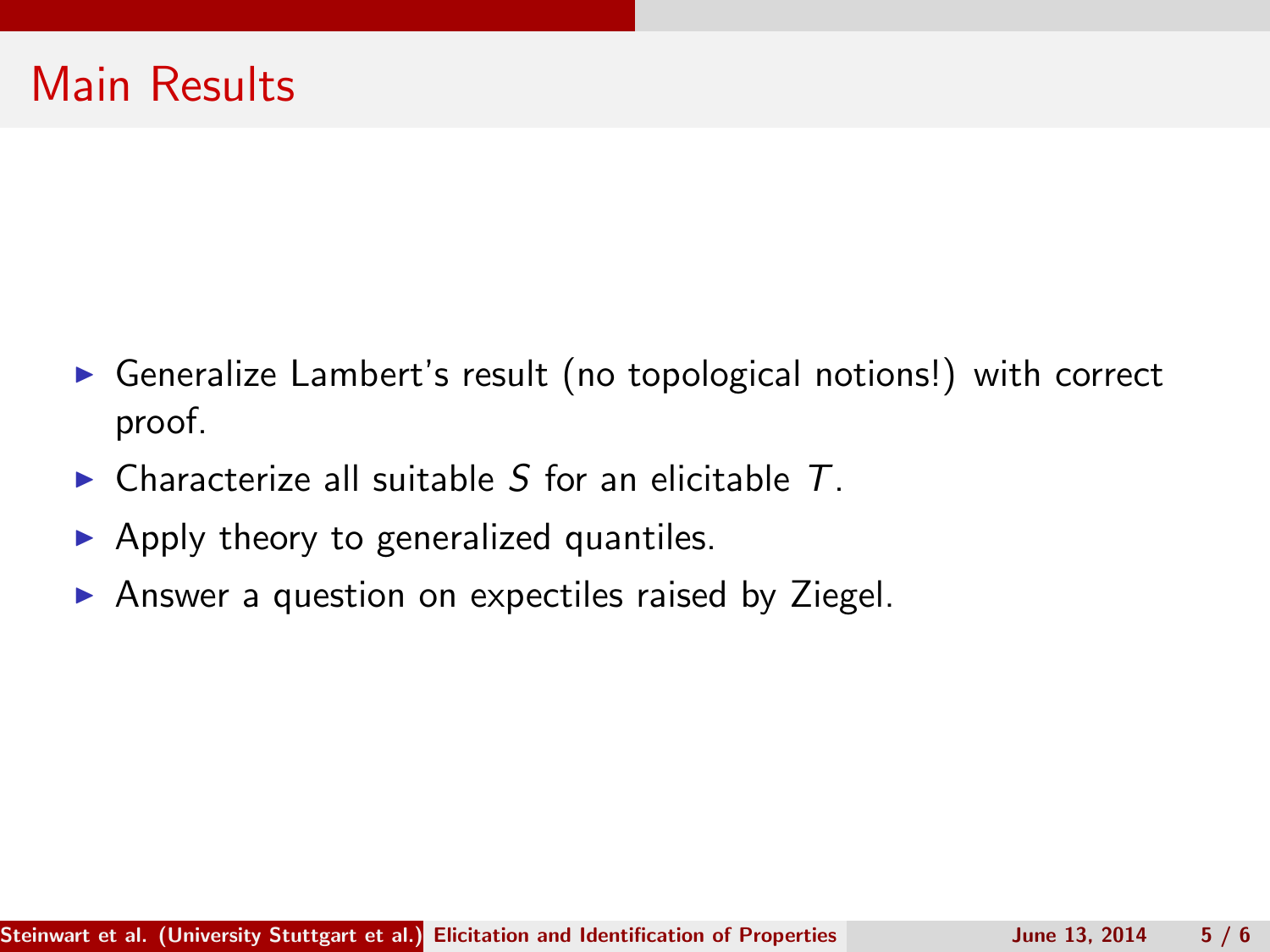# Main Results

- Generalize Lambert's result (no topological notions!) with correct proof.
- Characterize all suitable $S$ for an elicitable $T$.
- Apply theory to generalized quantiles.
- Answer a question on expectiles raised by Ziegel.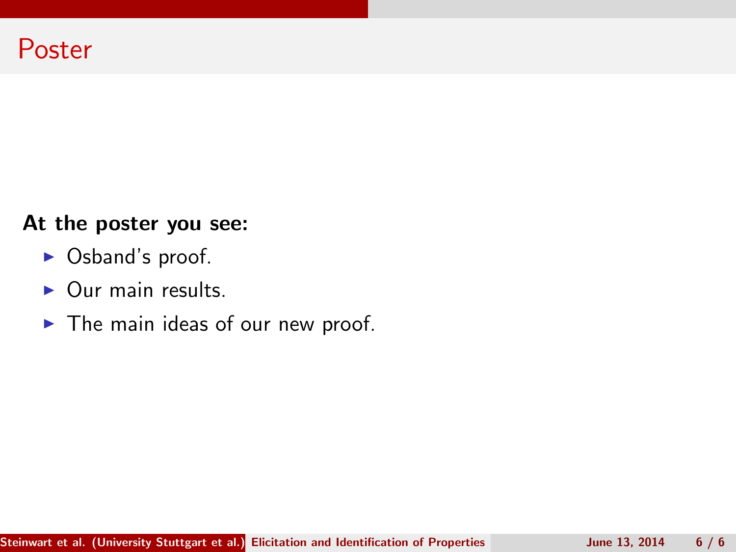# Poster

**At the poster you see:**

- Osband's proof.
- Our main results.
- The main ideas of our new proof.